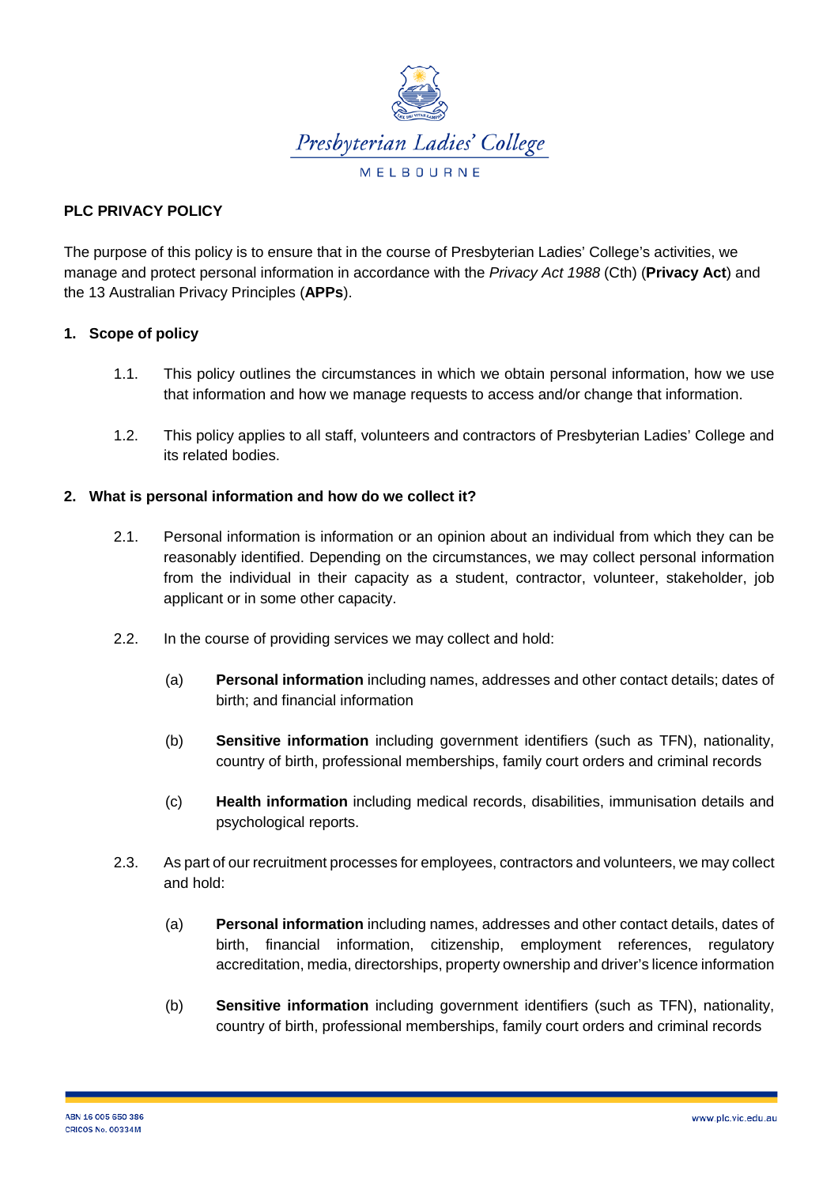Presbyterian Ladies' College

MELBOURNE

# PLC PRIVACY POLICY

The purpose of this policy is to ensure that in the course of Presbyterian Ladies' College's activities, we manage and protect personal information in accordance with the *Privacy Act 1988* (Cth) (**Privacy Act**) and the 13 Australian Privacy Principles (**APPs**).

## 1. Scope of policy

1.1. This policy outlines the circumstances in which we obtain personal information, how we use that information and how we manage requests to access and/or change that information.

1.2. This policy applies to all staff, volunteers and contractors of Presbyterian Ladies' College and its related bodies.

## 2. What is personal information and how do we collect it?

2.1. Personal information is information or an opinion about an individual from which they can be reasonably identified. Depending on the circumstances, we may collect personal information from the individual in their capacity as a student, contractor, volunteer, stakeholder, job applicant or in some other capacity.

2.2. In the course of providing services we may collect and hold:

(a) **Personal information** including names, addresses and other contact details; dates of birth; and financial information

(b) **Sensitive information** including government identifiers (such as TFN), nationality, country of birth, professional memberships, family court orders and criminal records

(c) **Health information** including medical records, disabilities, immunisation details and psychological reports.

2.3. As part of our recruitment processes for employees, contractors and volunteers, we may collect and hold:

(a) **Personal information** including names, addresses and other contact details, dates of birth, financial information, citizenship, employment references, regulatory accreditation, media, directorships, property ownership and driver's licence information

(b) **Sensitive information** including government identifiers (such as TFN), nationality, country of birth, professional memberships, family court orders and criminal records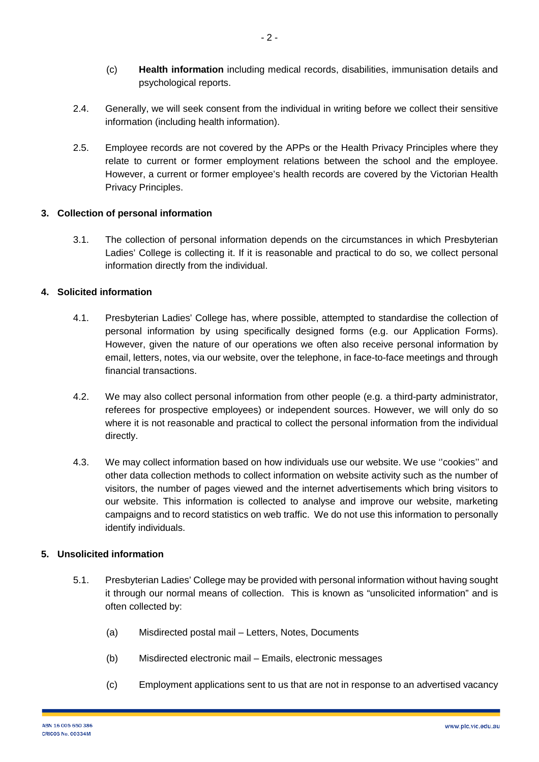(c) **Health information** including medical records, disabilities, immunisation details and psychological reports.

2.4. Generally, we will seek consent from the individual in writing before we collect their sensitive information (including health information).

2.5. Employee records are not covered by the APPs or the Health Privacy Principles where they relate to current or former employment relations between the school and the employee. However, a current or former employee's health records are covered by the Victorian Health Privacy Principles.

## 3. Collection of personal information

3.1. The collection of personal information depends on the circumstances in which Presbyterian Ladies' College is collecting it. If it is reasonable and practical to do so, we collect personal information directly from the individual.

## 4. Solicited information

4.1. Presbyterian Ladies' College has, where possible, attempted to standardise the collection of personal information by using specifically designed forms (e.g. our Application Forms). However, given the nature of our operations we often also receive personal information by email, letters, notes, via our website, over the telephone, in face-to-face meetings and through financial transactions.

4.2. We may also collect personal information from other people (e.g. a third-party administrator, referees for prospective employees) or independent sources. However, we will only do so where it is not reasonable and practical to collect the personal information from the individual directly.

4.3. We may collect information based on how individuals use our website. We use ''cookies'' and other data collection methods to collect information on website activity such as the number of visitors, the number of pages viewed and the internet advertisements which bring visitors to our website. This information is collected to analyse and improve our website, marketing campaigns and to record statistics on web traffic. We do not use this information to personally identify individuals.

## 5. Unsolicited information

5.1. Presbyterian Ladies' College may be provided with personal information without having sought it through our normal means of collection. This is known as "unsolicited information" and is often collected by:

(a) Misdirected postal mail – Letters, Notes, Documents

(b) Misdirected electronic mail – Emails, electronic messages

(c) Employment applications sent to us that are not in response to an advertised vacancy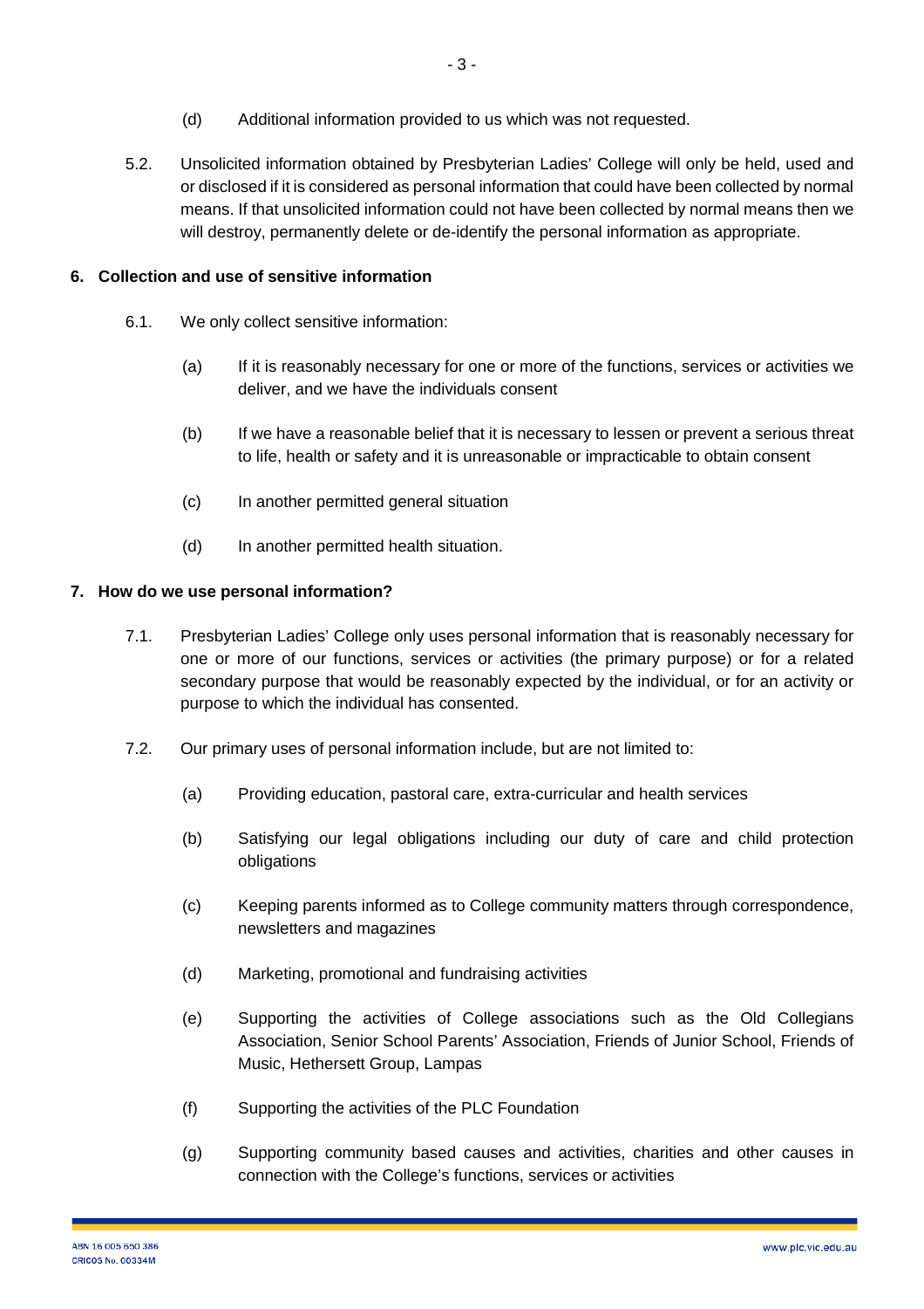(d) Additional information provided to us which was not requested.

5.2. Unsolicited information obtained by Presbyterian Ladies' College will only be held, used and or disclosed if it is considered as personal information that could have been collected by normal means. If that unsolicited information could not have been collected by normal means then we will destroy, permanently delete or de-identify the personal information as appropriate.

## 6. Collection and use of sensitive information

6.1. We only collect sensitive information:

(a) If it is reasonably necessary for one or more of the functions, services or activities we deliver, and we have the individuals consent

(b) If we have a reasonable belief that it is necessary to lessen or prevent a serious threat to life, health or safety and it is unreasonable or impracticable to obtain consent

(c) In another permitted general situation

(d) In another permitted health situation.

## 7. How do we use personal information?

7.1. Presbyterian Ladies' College only uses personal information that is reasonably necessary for one or more of our functions, services or activities (the primary purpose) or for a related secondary purpose that would be reasonably expected by the individual, or for an activity or purpose to which the individual has consented.

7.2. Our primary uses of personal information include, but are not limited to:

(a) Providing education, pastoral care, extra-curricular and health services

(b) Satisfying our legal obligations including our duty of care and child protection obligations

(c) Keeping parents informed as to College community matters through correspondence, newsletters and magazines

(d) Marketing, promotional and fundraising activities

(e) Supporting the activities of College associations such as the Old Collegians Association, Senior School Parents' Association, Friends of Junior School, Friends of Music, Hethersett Group, Lampas

(f) Supporting the activities of the PLC Foundation

(g) Supporting community based causes and activities, charities and other causes in connection with the College's functions, services or activities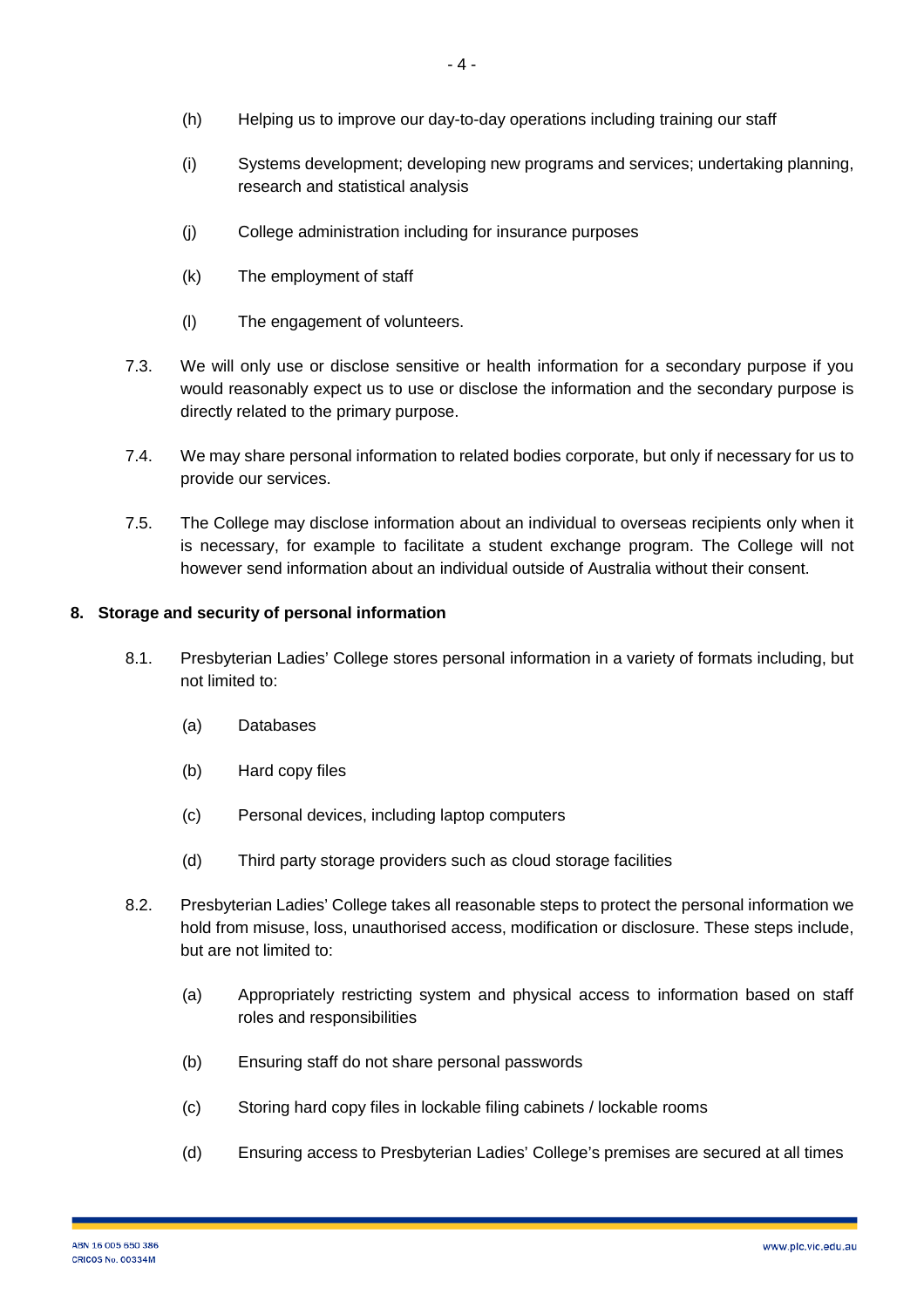(h) Helping us to improve our day-to-day operations including training our staff

(i) Systems development; developing new programs and services; undertaking planning, research and statistical analysis

(j) College administration including for insurance purposes

(k) The employment of staff

(l) The engagement of volunteers.

7.3. We will only use or disclose sensitive or health information for a secondary purpose if you would reasonably expect us to use or disclose the information and the secondary purpose is directly related to the primary purpose.

7.4. We may share personal information to related bodies corporate, but only if necessary for us to provide our services.

7.5. The College may disclose information about an individual to overseas recipients only when it is necessary, for example to facilitate a student exchange program. The College will not however send information about an individual outside of Australia without their consent.

**8. Storage and security of personal information**

8.1. Presbyterian Ladies' College stores personal information in a variety of formats including, but not limited to:

(a) Databases

(b) Hard copy files

(c) Personal devices, including laptop computers

(d) Third party storage providers such as cloud storage facilities

8.2. Presbyterian Ladies' College takes all reasonable steps to protect the personal information we hold from misuse, loss, unauthorised access, modification or disclosure. These steps include, but are not limited to:

(a) Appropriately restricting system and physical access to information based on staff roles and responsibilities

(b) Ensuring staff do not share personal passwords

(c) Storing hard copy files in lockable filing cabinets / lockable rooms

(d) Ensuring access to Presbyterian Ladies' College's premises are secured at all times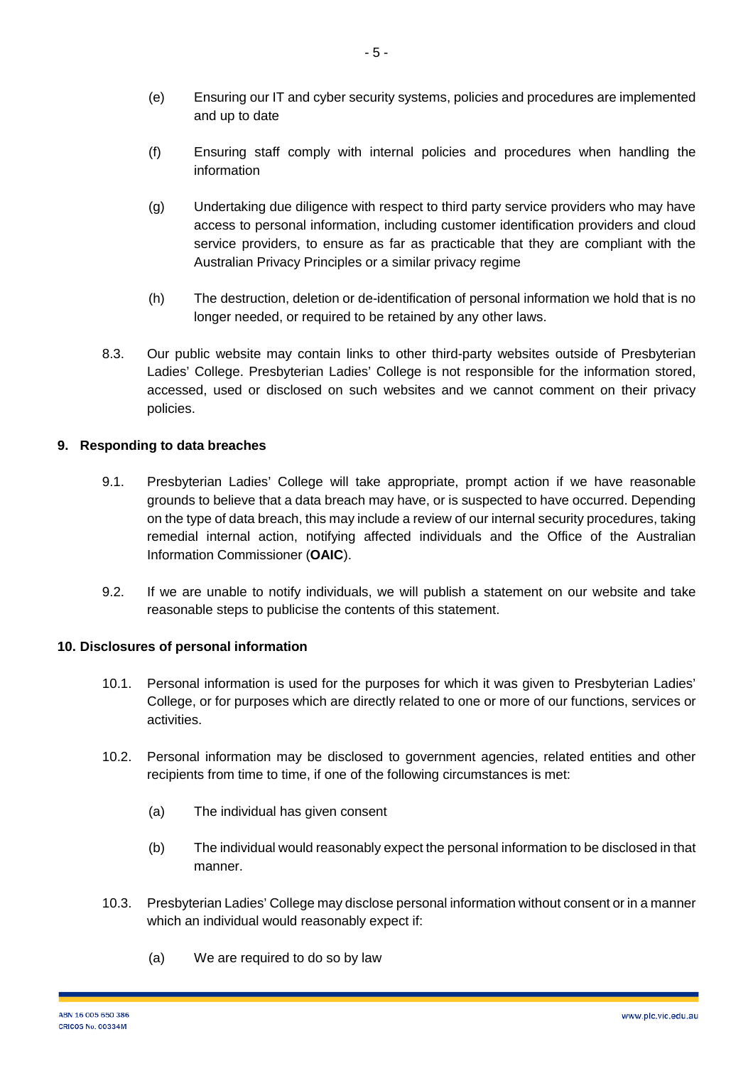(e) Ensuring our IT and cyber security systems, policies and procedures are implemented and up to date

(f) Ensuring staff comply with internal policies and procedures when handling the information

(g) Undertaking due diligence with respect to third party service providers who may have access to personal information, including customer identification providers and cloud service providers, to ensure as far as practicable that they are compliant with the Australian Privacy Principles or a similar privacy regime

(h) The destruction, deletion or de-identification of personal information we hold that is no longer needed, or required to be retained by any other laws.

8.3. Our public website may contain links to other third-party websites outside of Presbyterian Ladies' College. Presbyterian Ladies' College is not responsible for the information stored, accessed, used or disclosed on such websites and we cannot comment on their privacy policies.

## 9. Responding to data breaches

9.1. Presbyterian Ladies' College will take appropriate, prompt action if we have reasonable grounds to believe that a data breach may have, or is suspected to have occurred. Depending on the type of data breach, this may include a review of our internal security procedures, taking remedial internal action, notifying affected individuals and the Office of the Australian Information Commissioner (**OAIC**).

9.2. If we are unable to notify individuals, we will publish a statement on our website and take reasonable steps to publicise the contents of this statement.

## 10. Disclosures of personal information

10.1. Personal information is used for the purposes for which it was given to Presbyterian Ladies' College, or for purposes which are directly related to one or more of our functions, services or activities.

10.2. Personal information may be disclosed to government agencies, related entities and other recipients from time to time, if one of the following circumstances is met:

(a) The individual has given consent

(b) The individual would reasonably expect the personal information to be disclosed in that manner.

10.3. Presbyterian Ladies' College may disclose personal information without consent or in a manner which an individual would reasonably expect if:

(a) We are required to do so by law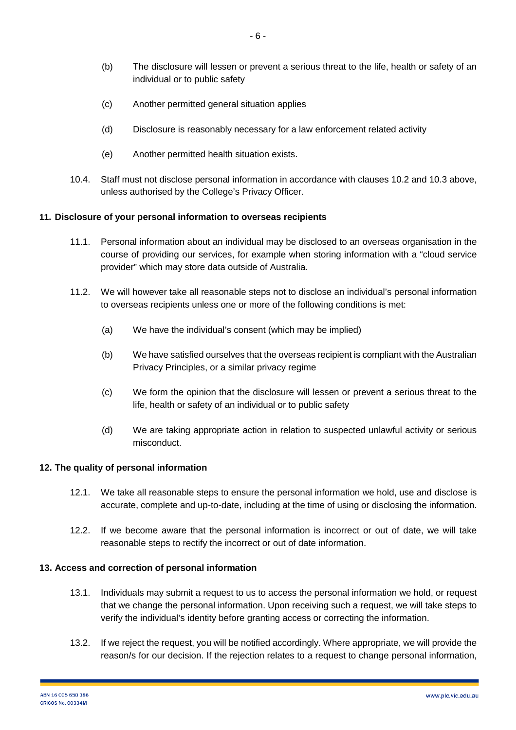(b) The disclosure will lessen or prevent a serious threat to the life, health or safety of an individual or to public safety

(c) Another permitted general situation applies

(d) Disclosure is reasonably necessary for a law enforcement related activity

(e) Another permitted health situation exists.

10.4. Staff must not disclose personal information in accordance with clauses 10.2 and 10.3 above, unless authorised by the College's Privacy Officer.

**11. Disclosure of your personal information to overseas recipients**

11.1. Personal information about an individual may be disclosed to an overseas organisation in the course of providing our services, for example when storing information with a "cloud service provider" which may store data outside of Australia.

11.2. We will however take all reasonable steps not to disclose an individual's personal information to overseas recipients unless one or more of the following conditions is met:

(a) We have the individual's consent (which may be implied)

(b) We have satisfied ourselves that the overseas recipient is compliant with the Australian Privacy Principles, or a similar privacy regime

(c) We form the opinion that the disclosure will lessen or prevent a serious threat to the life, health or safety of an individual or to public safety

(d) We are taking appropriate action in relation to suspected unlawful activity or serious misconduct.

**12. The quality of personal information**

12.1. We take all reasonable steps to ensure the personal information we hold, use and disclose is accurate, complete and up-to-date, including at the time of using or disclosing the information.

12.2. If we become aware that the personal information is incorrect or out of date, we will take reasonable steps to rectify the incorrect or out of date information.

**13. Access and correction of personal information**

13.1. Individuals may submit a request to us to access the personal information we hold, or request that we change the personal information. Upon receiving such a request, we will take steps to verify the individual's identity before granting access or correcting the information.

13.2. If we reject the request, you will be notified accordingly. Where appropriate, we will provide the reason/s for our decision. If the rejection relates to a request to change personal information,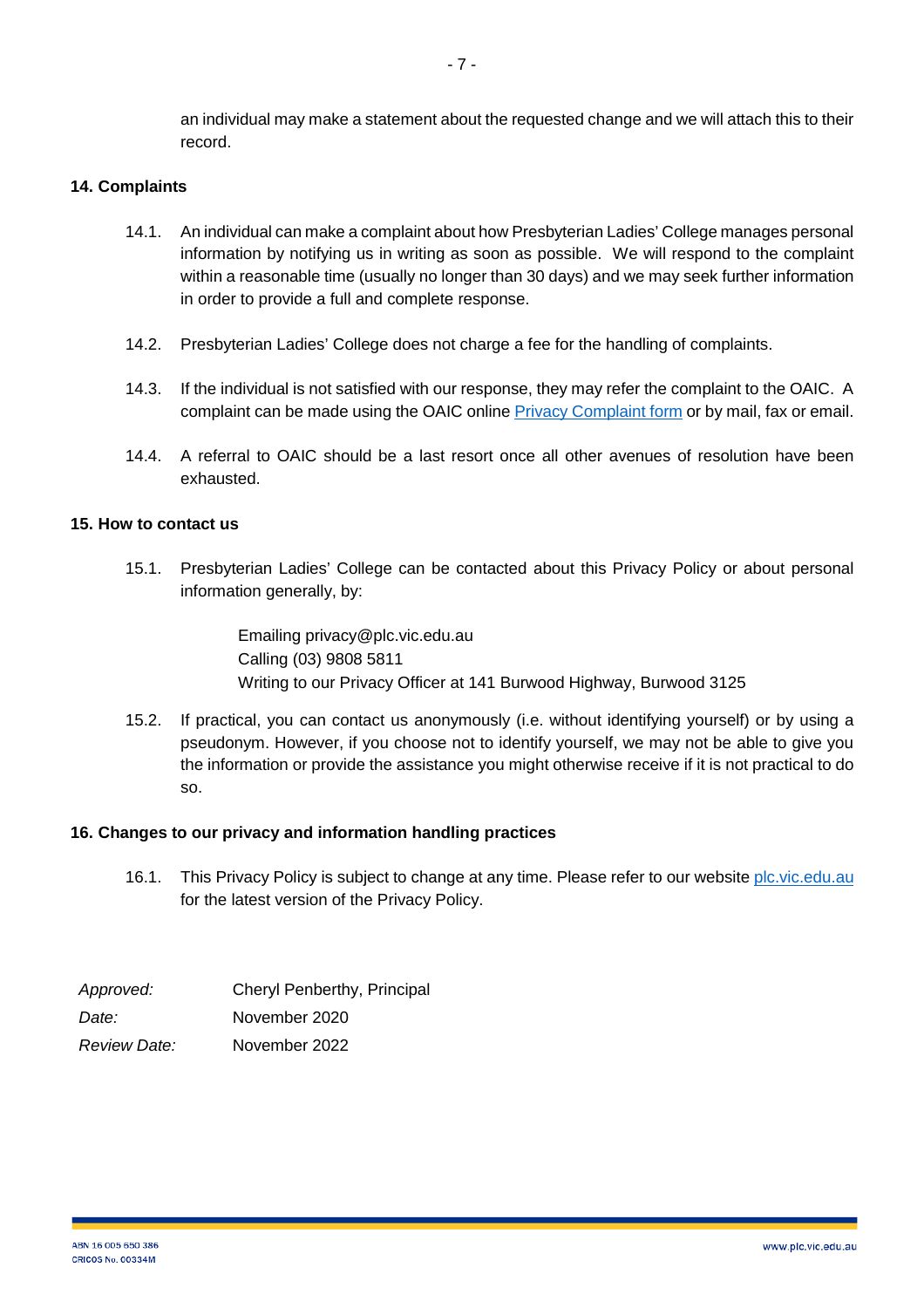an individual may make a statement about the requested change and we will attach this to their record.

## 14. Complaints

14.1. An individual can make a complaint about how Presbyterian Ladies' College manages personal information by notifying us in writing as soon as possible. We will respond to the complaint within a reasonable time (usually no longer than 30 days) and we may seek further information in order to provide a full and complete response.

14.2. Presbyterian Ladies' College does not charge a fee for the handling of complaints.

14.3. If the individual is not satisfied with our response, they may refer the complaint to the OAIC. A complaint can be made using the OAIC online Privacy Complaint form or by mail, fax or email.

14.4. A referral to OAIC should be a last resort once all other avenues of resolution have been exhausted.

## 15. How to contact us

15.1. Presbyterian Ladies' College can be contacted about this Privacy Policy or about personal information generally, by:

> Emailing privacy@plc.vic.edu.au
> Calling (03) 9808 5811
> Writing to our Privacy Officer at 141 Burwood Highway, Burwood 3125

15.2. If practical, you can contact us anonymously (i.e. without identifying yourself) or by using a pseudonym. However, if you choose not to identify yourself, we may not be able to give you the information or provide the assistance you might otherwise receive if it is not practical to do so.

## 16. Changes to our privacy and information handling practices

16.1. This Privacy Policy is subject to change at any time. Please refer to our website plc.vic.edu.au for the latest version of the Privacy Policy.

| | |
|---|---|
| *Approved:* | Cheryl Penberthy, Principal |
| *Date:* | November 2020 |
| *Review Date:* | November 2022 |

ABN 16 005 650 386
CRICOS No. 00334M